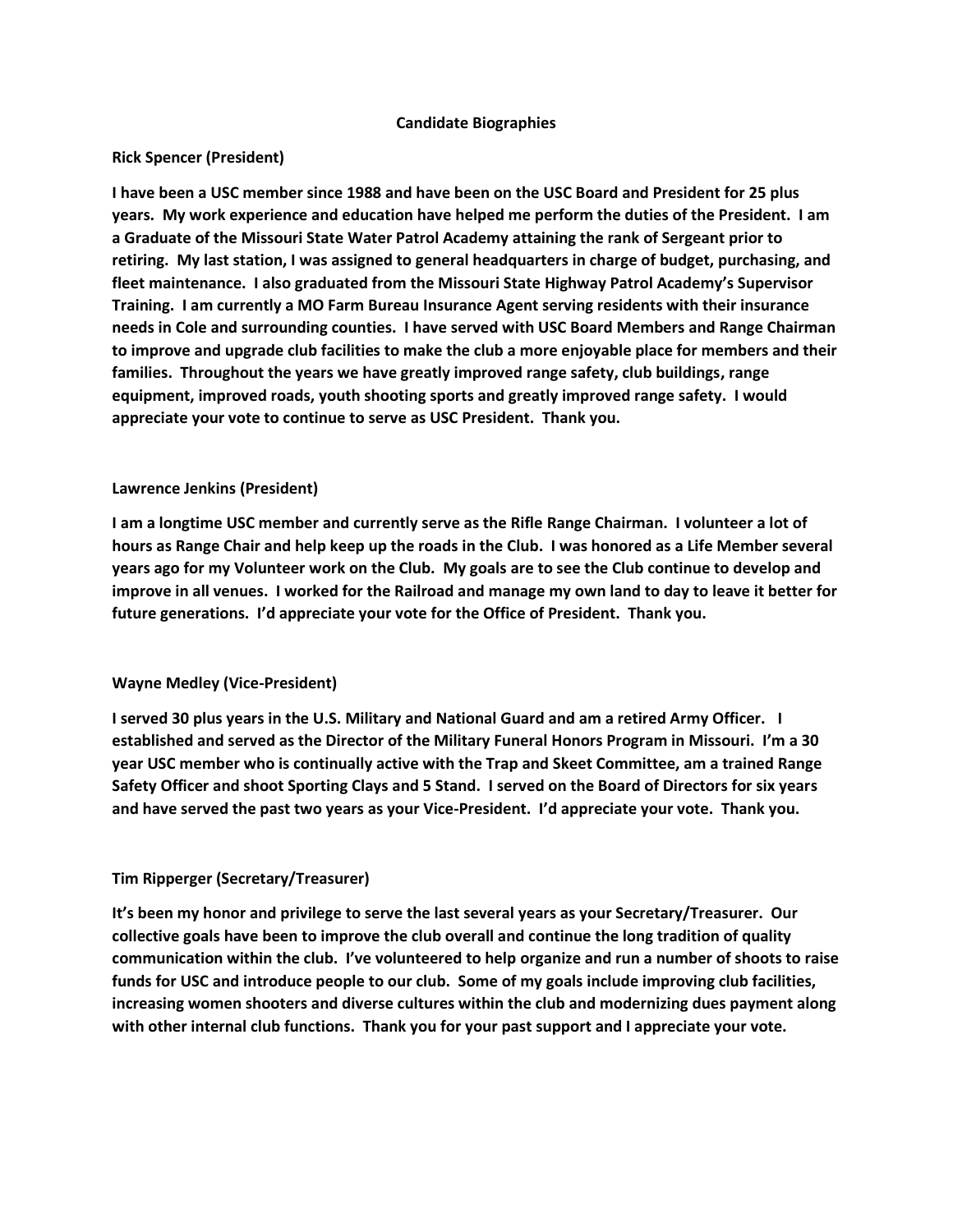# Candidate Biographies

## Rick Spencer (President)

**I have been a USC member since 1988 and have been on the USC Board and President for 25 plus years. My work experience and education have helped me perform the duties of the President. I am a Graduate of the Missouri State Water Patrol Academy attaining the rank of Sergeant prior to retiring. My last station, I was assigned to general headquarters in charge of budget, purchasing, and fleet maintenance. I also graduated from the Missouri State Highway Patrol Academy's Supervisor Training. I am currently a MO Farm Bureau Insurance Agent serving residents with their insurance needs in Cole and surrounding counties. I have served with USC Board Members and Range Chairman to improve and upgrade club facilities to make the club a more enjoyable place for members and their families. Throughout the years we have greatly improved range safety, club buildings, range equipment, improved roads, youth shooting sports and greatly improved range safety. I would appreciate your vote to continue to serve as USC President. Thank you.**

## Lawrence Jenkins (President)

**I am a longtime USC member and currently serve as the Rifle Range Chairman. I volunteer a lot of hours as Range Chair and help keep up the roads in the Club. I was honored as a Life Member several years ago for my Volunteer work on the Club. My goals are to see the Club continue to develop and improve in all venues. I worked for the Railroad and manage my own land to day to leave it better for future generations. I'd appreciate your vote for the Office of President. Thank you.**

## Wayne Medley (Vice-President)

**I served 30 plus years in the U.S. Military and National Guard and am a retired Army Officer. I established and served as the Director of the Military Funeral Honors Program in Missouri. I'm a 30 year USC member who is continually active with the Trap and Skeet Committee, am a trained Range Safety Officer and shoot Sporting Clays and 5 Stand. I served on the Board of Directors for six years and have served the past two years as your Vice-President. I'd appreciate your vote. Thank you.**

## Tim Ripperger (Secretary/Treasurer)

**It's been my honor and privilege to serve the last several years as your Secretary/Treasurer. Our collective goals have been to improve the club overall and continue the long tradition of quality communication within the club. I've volunteered to help organize and run a number of shoots to raise funds for USC and introduce people to our club. Some of my goals include improving club facilities, increasing women shooters and diverse cultures within the club and modernizing dues payment along with other internal club functions. Thank you for your past support and I appreciate your vote.**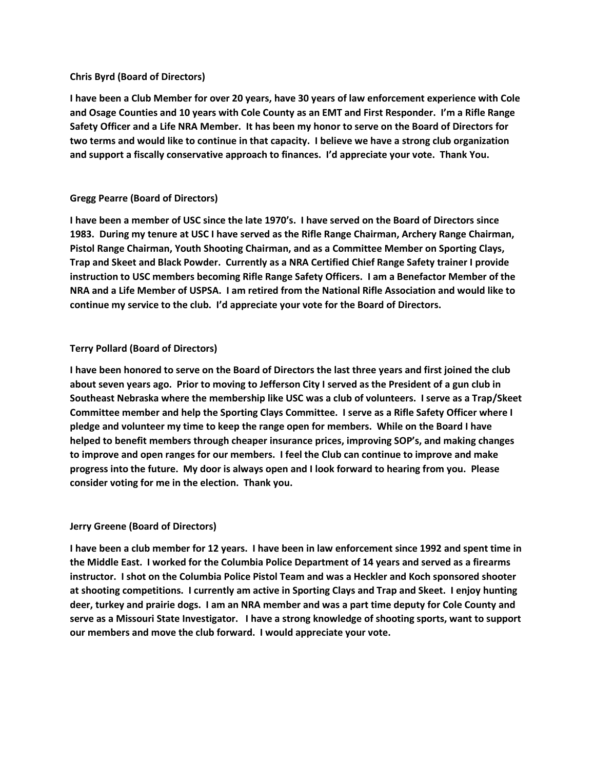**Chris Byrd (Board of Directors)**

**I have been a Club Member for over 20 years, have 30 years of law enforcement experience with Cole and Osage Counties and 10 years with Cole County as an EMT and First Responder. I'm a Rifle Range Safety Officer and a Life NRA Member. It has been my honor to serve on the Board of Directors for two terms and would like to continue in that capacity. I believe we have a strong club organization and support a fiscally conservative approach to finances. I'd appreciate your vote. Thank You.**

**Gregg Pearre (Board of Directors)**

**I have been a member of USC since the late 1970's. I have served on the Board of Directors since 1983. During my tenure at USC I have served as the Rifle Range Chairman, Archery Range Chairman, Pistol Range Chairman, Youth Shooting Chairman, and as a Committee Member on Sporting Clays, Trap and Skeet and Black Powder. Currently as a NRA Certified Chief Range Safety trainer I provide instruction to USC members becoming Rifle Range Safety Officers. I am a Benefactor Member of the NRA and a Life Member of USPSA. I am retired from the National Rifle Association and would like to continue my service to the club. I'd appreciate your vote for the Board of Directors.**

**Terry Pollard (Board of Directors)**

**I have been honored to serve on the Board of Directors the last three years and first joined the club about seven years ago. Prior to moving to Jefferson City I served as the President of a gun club in Southeast Nebraska where the membership like USC was a club of volunteers. I serve as a Trap/Skeet Committee member and help the Sporting Clays Committee. I serve as a Rifle Safety Officer where I pledge and volunteer my time to keep the range open for members. While on the Board I have helped to benefit members through cheaper insurance prices, improving SOP's, and making changes to improve and open ranges for our members. I feel the Club can continue to improve and make progress into the future. My door is always open and I look forward to hearing from you. Please consider voting for me in the election. Thank you.**

**Jerry Greene (Board of Directors)**

**I have been a club member for 12 years. I have been in law enforcement since 1992 and spent time in the Middle East. I worked for the Columbia Police Department of 14 years and served as a firearms instructor. I shot on the Columbia Police Pistol Team and was a Heckler and Koch sponsored shooter at shooting competitions. I currently am active in Sporting Clays and Trap and Skeet. I enjoy hunting deer, turkey and prairie dogs. I am an NRA member and was a part time deputy for Cole County and serve as a Missouri State Investigator. I have a strong knowledge of shooting sports, want to support our members and move the club forward. I would appreciate your vote.**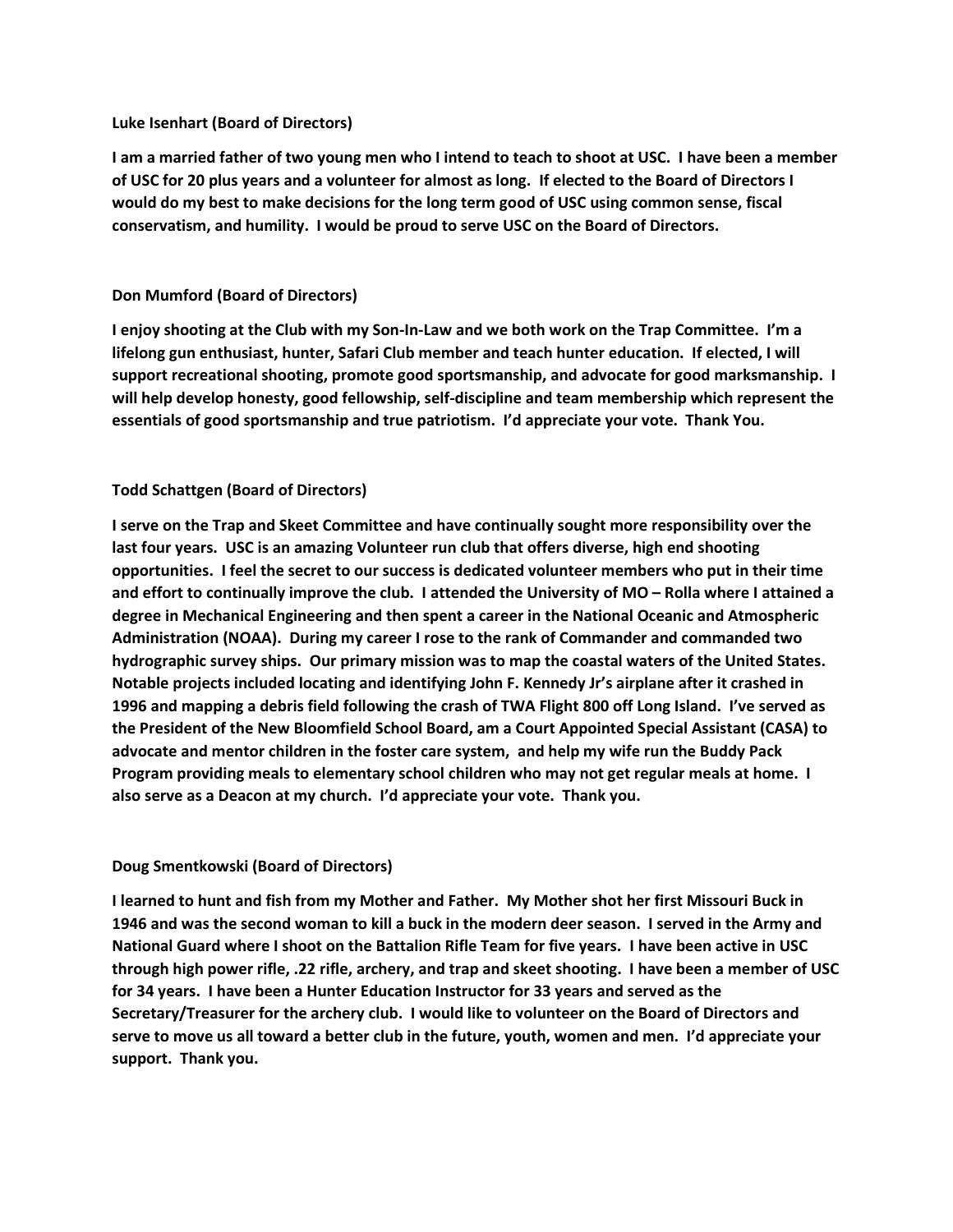**Luke Isenhart (Board of Directors)**

**I am a married father of two young men who I intend to teach to shoot at USC. I have been a member of USC for 20 plus years and a volunteer for almost as long. If elected to the Board of Directors I would do my best to make decisions for the long term good of USC using common sense, fiscal conservatism, and humility. I would be proud to serve USC on the Board of Directors.**

**Don Mumford (Board of Directors)**

**I enjoy shooting at the Club with my Son-In-Law and we both work on the Trap Committee. I'm a lifelong gun enthusiast, hunter, Safari Club member and teach hunter education. If elected, I will support recreational shooting, promote good sportsmanship, and advocate for good marksmanship. I will help develop honesty, good fellowship, self-discipline and team membership which represent the essentials of good sportsmanship and true patriotism. I'd appreciate your vote. Thank You.**

**Todd Schattgen (Board of Directors)**

**I serve on the Trap and Skeet Committee and have continually sought more responsibility over the last four years. USC is an amazing Volunteer run club that offers diverse, high end shooting opportunities. I feel the secret to our success is dedicated volunteer members who put in their time and effort to continually improve the club. I attended the University of MO – Rolla where I attained a degree in Mechanical Engineering and then spent a career in the National Oceanic and Atmospheric Administration (NOAA). During my career I rose to the rank of Commander and commanded two hydrographic survey ships. Our primary mission was to map the coastal waters of the United States. Notable projects included locating and identifying John F. Kennedy Jr's airplane after it crashed in 1996 and mapping a debris field following the crash of TWA Flight 800 off Long Island. I've served as the President of the New Bloomfield School Board, am a Court Appointed Special Assistant (CASA) to advocate and mentor children in the foster care system, and help my wife run the Buddy Pack Program providing meals to elementary school children who may not get regular meals at home. I also serve as a Deacon at my church. I'd appreciate your vote. Thank you.**

**Doug Smentkowski (Board of Directors)**

**I learned to hunt and fish from my Mother and Father. My Mother shot her first Missouri Buck in 1946 and was the second woman to kill a buck in the modern deer season. I served in the Army and National Guard where I shoot on the Battalion Rifle Team for five years. I have been active in USC through high power rifle, .22 rifle, archery, and trap and skeet shooting. I have been a member of USC for 34 years. I have been a Hunter Education Instructor for 33 years and served as the Secretary/Treasurer for the archery club. I would like to volunteer on the Board of Directors and serve to move us all toward a better club in the future, youth, women and men. I'd appreciate your support. Thank you.**